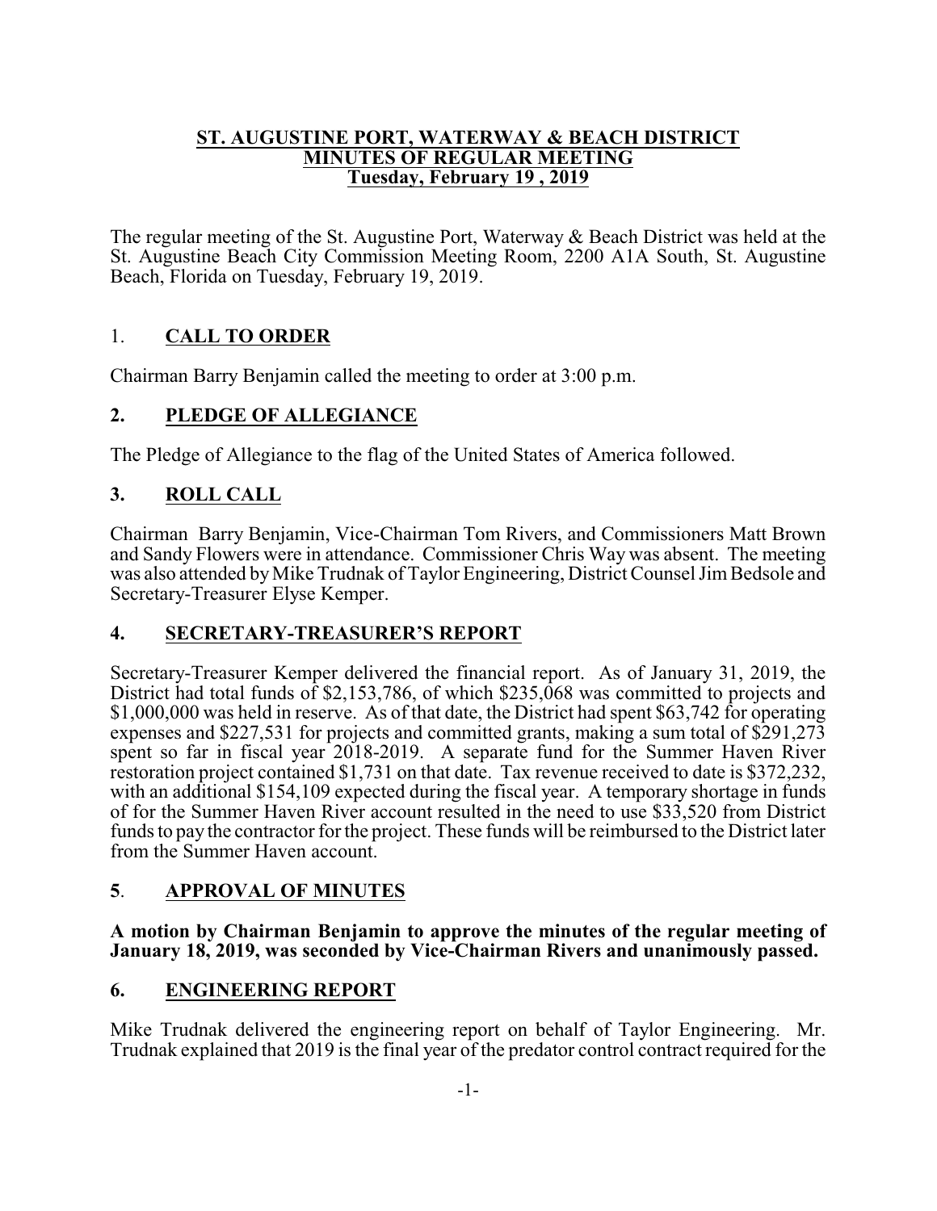# ST. AUGUSTINE PORT, WATERWAY & BEACH DISTRICT
## MINUTES OF REGULAR MEETING
### Tuesday, February 19 , 2019

The regular meeting of the St. Augustine Port, Waterway & Beach District was held at the St. Augustine Beach City Commission Meeting Room, 2200 A1A South, St. Augustine Beach, Florida on Tuesday, February 19, 2019.

## 1. CALL TO ORDER

Chairman Barry Benjamin called the meeting to order at 3:00 p.m.

## 2. PLEDGE OF ALLEGIANCE

The Pledge of Allegiance to the flag of the United States of America followed.

## 3. ROLL CALL

Chairman Barry Benjamin, Vice-Chairman Tom Rivers, and Commissioners Matt Brown and Sandy Flowers were in attendance. Commissioner Chris Way was absent. The meeting was also attended by Mike Trudnak of Taylor Engineering, District Counsel Jim Bedsole and Secretary-Treasurer Elyse Kemper.

## 4. SECRETARY-TREASURER'S REPORT

Secretary-Treasurer Kemper delivered the financial report. As of January 31, 2019, the District had total funds of $2,153,786, of which $235,068 was committed to projects and $1,000,000 was held in reserve. As of that date, the District had spent $63,742 for operating expenses and $227,531 for projects and committed grants, making a sum total of $291,273 spent so far in fiscal year 2018-2019. A separate fund for the Summer Haven River restoration project contained $1,731 on that date. Tax revenue received to date is $372,232, with an additional $154,109 expected during the fiscal year. A temporary shortage in funds of for the Summer Haven River account resulted in the need to use $33,520 from District funds to pay the contractor for the project. These funds will be reimbursed to the District later from the Summer Haven account.

## 5. APPROVAL OF MINUTES

**A motion by Chairman Benjamin to approve the minutes of the regular meeting of January 18, 2019, was seconded by Vice-Chairman Rivers and unanimously passed.**

## 6. ENGINEERING REPORT

Mike Trudnak delivered the engineering report on behalf of Taylor Engineering. Mr. Trudnak explained that 2019 is the final year of the predator control contract required for the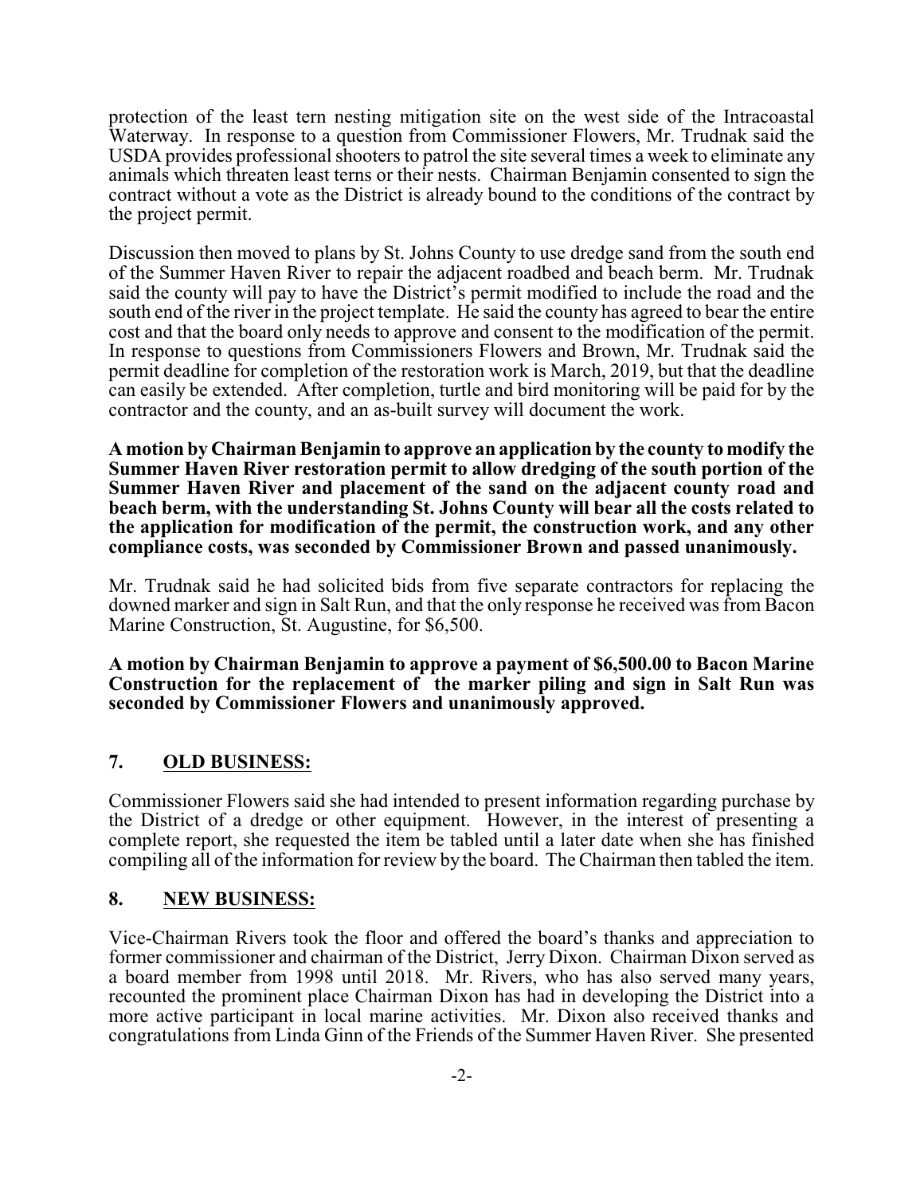protection of the least tern nesting mitigation site on the west side of the Intracoastal Waterway. In response to a question from Commissioner Flowers, Mr. Trudnak said the USDA provides professional shooters to patrol the site several times a week to eliminate any animals which threaten least terns or their nests. Chairman Benjamin consented to sign the contract without a vote as the District is already bound to the conditions of the contract by the project permit.

Discussion then moved to plans by St. Johns County to use dredge sand from the south end of the Summer Haven River to repair the adjacent roadbed and beach berm. Mr. Trudnak said the county will pay to have the District's permit modified to include the road and the south end of the river in the project template. He said the county has agreed to bear the entire cost and that the board only needs to approve and consent to the modification of the permit. In response to questions from Commissioners Flowers and Brown, Mr. Trudnak said the permit deadline for completion of the restoration work is March, 2019, but that the deadline can easily be extended. After completion, turtle and bird monitoring will be paid for by the contractor and the county, and an as-built survey will document the work.

**A motion by Chairman Benjamin to approve an application by the county to modify the Summer Haven River restoration permit to allow dredging of the south portion of the Summer Haven River and placement of the sand on the adjacent county road and beach berm, with the understanding St. Johns County will bear all the costs related to the application for modification of the permit, the construction work, and any other compliance costs, was seconded by Commissioner Brown and passed unanimously.**

Mr. Trudnak said he had solicited bids from five separate contractors for replacing the downed marker and sign in Salt Run, and that the only response he received was from Bacon Marine Construction, St. Augustine, for $6,500.

**A motion by Chairman Benjamin to approve a payment of $6,500.00 to Bacon Marine Construction for the replacement of the marker piling and sign in Salt Run was seconded by Commissioner Flowers and unanimously approved.**

## 7. OLD BUSINESS:

Commissioner Flowers said she had intended to present information regarding purchase by the District of a dredge or other equipment. However, in the interest of presenting a complete report, she requested the item be tabled until a later date when she has finished compiling all of the information for review by the board. The Chairman then tabled the item.

## 8. NEW BUSINESS:

Vice-Chairman Rivers took the floor and offered the board's thanks and appreciation to former commissioner and chairman of the District, Jerry Dixon. Chairman Dixon served as a board member from 1998 until 2018. Mr. Rivers, who has also served many years, recounted the prominent place Chairman Dixon has had in developing the District into a more active participant in local marine activities. Mr. Dixon also received thanks and congratulations from Linda Ginn of the Friends of the Summer Haven River. She presented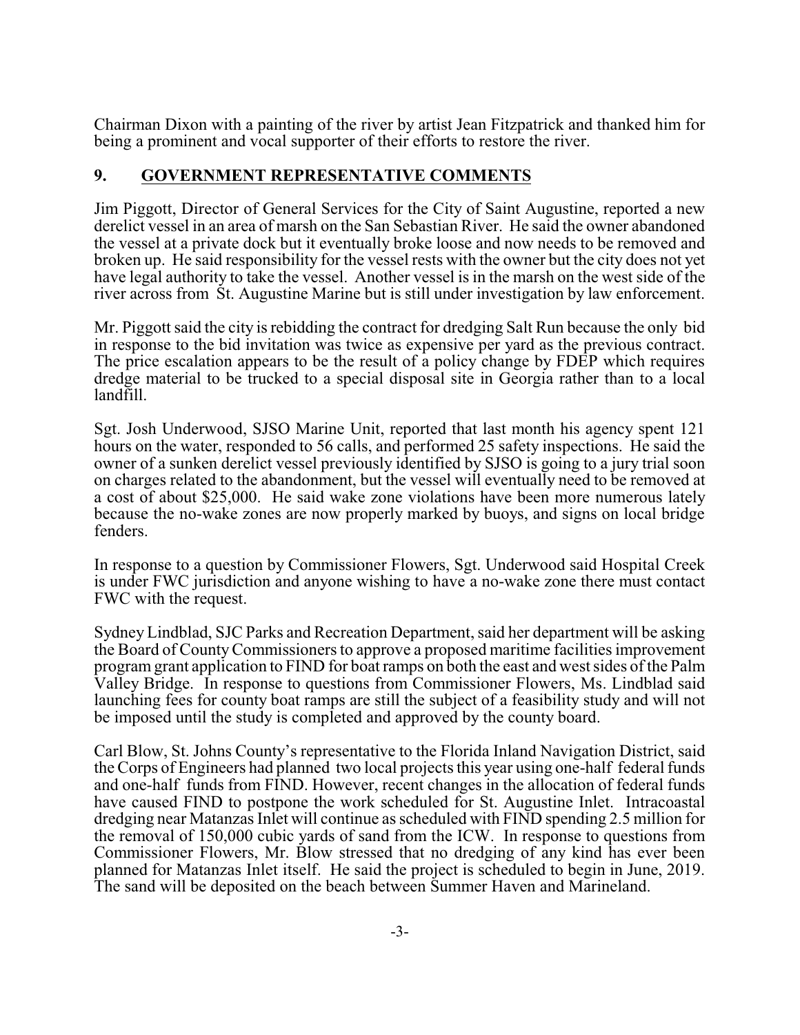Chairman Dixon with a painting of the river by artist Jean Fitzpatrick and thanked him for being a prominent and vocal supporter of their efforts to restore the river.

## 9. GOVERNMENT REPRESENTATIVE COMMENTS

Jim Piggott, Director of General Services for the City of Saint Augustine, reported a new derelict vessel in an area of marsh on the San Sebastian River. He said the owner abandoned the vessel at a private dock but it eventually broke loose and now needs to be removed and broken up. He said responsibility for the vessel rests with the owner but the city does not yet have legal authority to take the vessel. Another vessel is in the marsh on the west side of the river across from St. Augustine Marine but is still under investigation by law enforcement.

Mr. Piggott said the city is rebidding the contract for dredging Salt Run because the only bid in response to the bid invitation was twice as expensive per yard as the previous contract. The price escalation appears to be the result of a policy change by FDEP which requires dredge material to be trucked to a special disposal site in Georgia rather than to a local landfill.

Sgt. Josh Underwood, SJSO Marine Unit, reported that last month his agency spent 121 hours on the water, responded to 56 calls, and performed 25 safety inspections. He said the owner of a sunken derelict vessel previously identified by SJSO is going to a jury trial soon on charges related to the abandonment, but the vessel will eventually need to be removed at a cost of about $25,000. He said wake zone violations have been more numerous lately because the no-wake zones are now properly marked by buoys, and signs on local bridge fenders.

In response to a question by Commissioner Flowers, Sgt. Underwood said Hospital Creek is under FWC jurisdiction and anyone wishing to have a no-wake zone there must contact FWC with the request.

Sydney Lindblad, SJC Parks and Recreation Department, said her department will be asking the Board of County Commissioners to approve a proposed maritime facilities improvement program grant application to FIND for boat ramps on both the east and west sides of the Palm Valley Bridge. In response to questions from Commissioner Flowers, Ms. Lindblad said launching fees for county boat ramps are still the subject of a feasibility study and will not be imposed until the study is completed and approved by the county board.

Carl Blow, St. Johns County's representative to the Florida Inland Navigation District, said the Corps of Engineers had planned two local projects this year using one-half federal funds and one-half funds from FIND. However, recent changes in the allocation of federal funds have caused FIND to postpone the work scheduled for St. Augustine Inlet. Intracoastal dredging near Matanzas Inlet will continue as scheduled with FIND spending 2.5 million for the removal of 150,000 cubic yards of sand from the ICW. In response to questions from Commissioner Flowers, Mr. Blow stressed that no dredging of any kind has ever been planned for Matanzas Inlet itself. He said the project is scheduled to begin in June, 2019. The sand will be deposited on the beach between Summer Haven and Marineland.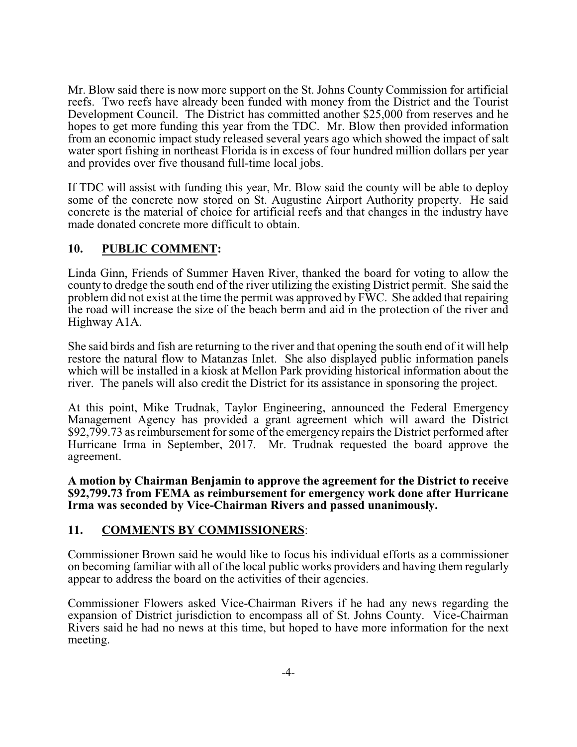Mr. Blow said there is now more support on the St. Johns County Commission for artificial reefs. Two reefs have already been funded with money from the District and the Tourist Development Council. The District has committed another $25,000 from reserves and he hopes to get more funding this year from the TDC. Mr. Blow then provided information from an economic impact study released several years ago which showed the impact of salt water sport fishing in northeast Florida is in excess of four hundred million dollars per year and provides over five thousand full-time local jobs.

If TDC will assist with funding this year, Mr. Blow said the county will be able to deploy some of the concrete now stored on St. Augustine Airport Authority property. He said concrete is the material of choice for artificial reefs and that changes in the industry have made donated concrete more difficult to obtain.

## 10. PUBLIC COMMENT:

Linda Ginn, Friends of Summer Haven River, thanked the board for voting to allow the county to dredge the south end of the river utilizing the existing District permit. She said the problem did not exist at the time the permit was approved by FWC. She added that repairing the road will increase the size of the beach berm and aid in the protection of the river and Highway A1A.

She said birds and fish are returning to the river and that opening the south end of it will help restore the natural flow to Matanzas Inlet. She also displayed public information panels which will be installed in a kiosk at Mellon Park providing historical information about the river. The panels will also credit the District for its assistance in sponsoring the project.

At this point, Mike Trudnak, Taylor Engineering, announced the Federal Emergency Management Agency has provided a grant agreement which will award the District $92,799.73 as reimbursement for some of the emergency repairs the District performed after Hurricane Irma in September, 2017. Mr. Trudnak requested the board approve the agreement.

**A motion by Chairman Benjamin to approve the agreement for the District to receive $92,799.73 from FEMA as reimbursement for emergency work done after Hurricane Irma was seconded by Vice-Chairman Rivers and passed unanimously.**

## 11. COMMENTS BY COMMISSIONERS:

Commissioner Brown said he would like to focus his individual efforts as a commissioner on becoming familiar with all of the local public works providers and having them regularly appear to address the board on the activities of their agencies.

Commissioner Flowers asked Vice-Chairman Rivers if he had any news regarding the expansion of District jurisdiction to encompass all of St. Johns County. Vice-Chairman Rivers said he had no news at this time, but hoped to have more information for the next meeting.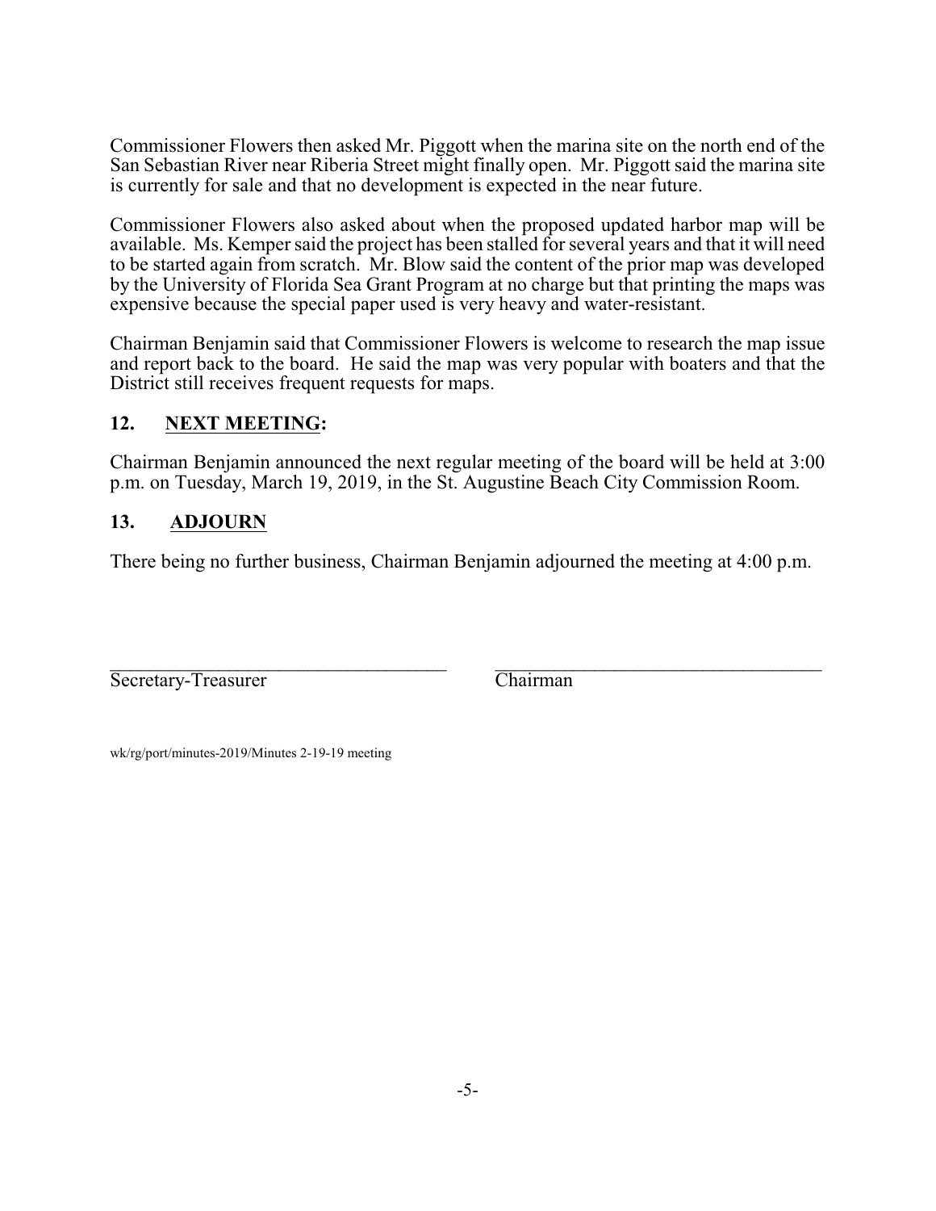Commissioner Flowers then asked Mr. Piggott when the marina site on the north end of the San Sebastian River near Riberia Street might finally open. Mr. Piggott said the marina site is currently for sale and that no development is expected in the near future.

Commissioner Flowers also asked about when the proposed updated harbor map will be available. Ms. Kemper said the project has been stalled for several years and that it will need to be started again from scratch. Mr. Blow said the content of the prior map was developed by the University of Florida Sea Grant Program at no charge but that printing the maps was expensive because the special paper used is very heavy and water-resistant.

Chairman Benjamin said that Commissioner Flowers is welcome to research the map issue and report back to the board. He said the map was very popular with boaters and that the District still receives frequent requests for maps.

## 12. **NEXT MEETING:**

Chairman Benjamin announced the next regular meeting of the board will be held at 3:00 p.m. on Tuesday, March 19, 2019, in the St. Augustine Beach City Commission Room.

## 13. **ADJOURN**

There being no further business, Chairman Benjamin adjourned the meeting at 4:00 p.m.

\_\_\_\_\_\_\_\_\_\_\_\_\_\_\_\_\_\_\_\_\_\_\_\_\_\_\_\_\_\_\_\_\_\_\_ \_\_\_\_\_\_\_\_\_\_\_\_\_\_\_\_\_\_\_\_\_\_\_\_\_\_\_\_\_\_\_\_\_\_\_
Secretary-Treasurer Chairman

wk/rg/port/minutes-2019/Minutes 2-19-19 meeting